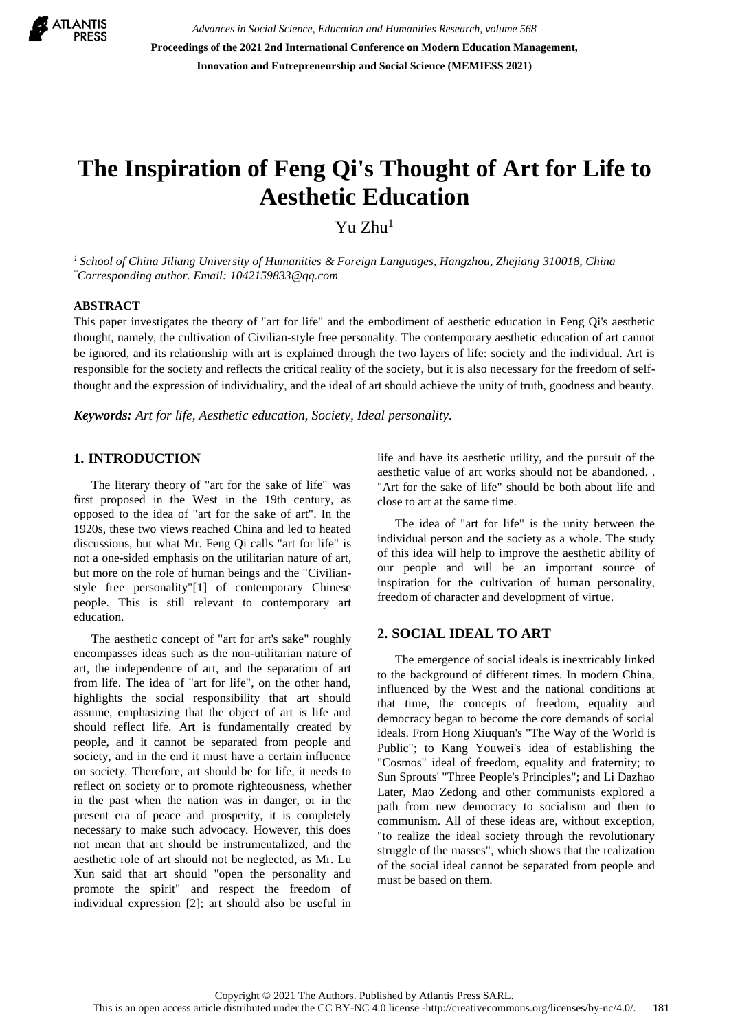# The Inspiration of Feng Qi's Thought of Art for Life to Aesthetic Education

Yu Zhu[1]

[1] *School of China Jiliang University of Humanities & Foreign Languages, Hangzhou, Zhejiang 310018, China*
[*] *Corresponding author. Email: 1042159833@qq.com*

## ABSTRACT

This paper investigates the theory of "art for life" and the embodiment of aesthetic education in Feng Qi's aesthetic thought, namely, the cultivation of Civilian-style free personality. The contemporary aesthetic education of art cannot be ignored, and its relationship with art is explained through the two layers of life: society and the individual. Art is responsible for the society and reflects the critical reality of the society, but it is also necessary for the freedom of self-thought and the expression of individuality, and the ideal of art should achieve the unity of truth, goodness and beauty.

***Keywords:*** *Art for life, Aesthetic education, Society, Ideal personality.*

## 1. INTRODUCTION

The literary theory of "art for the sake of life" was first proposed in the West in the 19th century, as opposed to the idea of "art for the sake of art". In the 1920s, these two views reached China and led to heated discussions, but what Mr. Feng Qi calls "art for life" is not a one-sided emphasis on the utilitarian nature of art, but more on the role of human beings and the "Civilian-style free personality"[1] of contemporary Chinese people. This is still relevant to contemporary art education.

The aesthetic concept of "art for art's sake" roughly encompasses ideas such as the non-utilitarian nature of art, the independence of art, and the separation of art from life. The idea of "art for life", on the other hand, highlights the social responsibility that art should assume, emphasizing that the object of art is life and should reflect life. Art is fundamentally created by people, and it cannot be separated from people and society, and in the end it must have a certain influence on society. Therefore, art should be for life, it needs to reflect on society or to promote righteousness, whether in the past when the nation was in danger, or in the present era of peace and prosperity, it is completely necessary to make such advocacy. However, this does not mean that art should be instrumentalized, and the aesthetic role of art should not be neglected, as Mr. Lu Xun said that art should "open the personality and promote the spirit" and respect the freedom of individual expression [2]; art should also be useful in life and have its aesthetic utility, and the pursuit of the aesthetic value of art works should not be abandoned. . "Art for the sake of life" should be both about life and close to art at the same time.

The idea of "art for life" is the unity between the individual person and the society as a whole. The study of this idea will help to improve the aesthetic ability of our people and will be an important source of inspiration for the cultivation of human personality, freedom of character and development of virtue.

## 2. SOCIAL IDEAL TO ART

The emergence of social ideals is inextricably linked to the background of different times. In modern China, influenced by the West and the national conditions at that time, the concepts of freedom, equality and democracy began to become the core demands of social ideals. From Hong Xiuquan's "The Way of the World is Public"; to Kang Youwei's idea of establishing the "Cosmos" ideal of freedom, equality and fraternity; to Sun Sprouts' "Three People's Principles"; and Li Dazhao Later, Mao Zedong and other communists explored a path from new democracy to socialism and then to communism. All of these ideas are, without exception, "to realize the ideal society through the revolutionary struggle of the masses", which shows that the realization of the social ideal cannot be separated from people and must be based on them.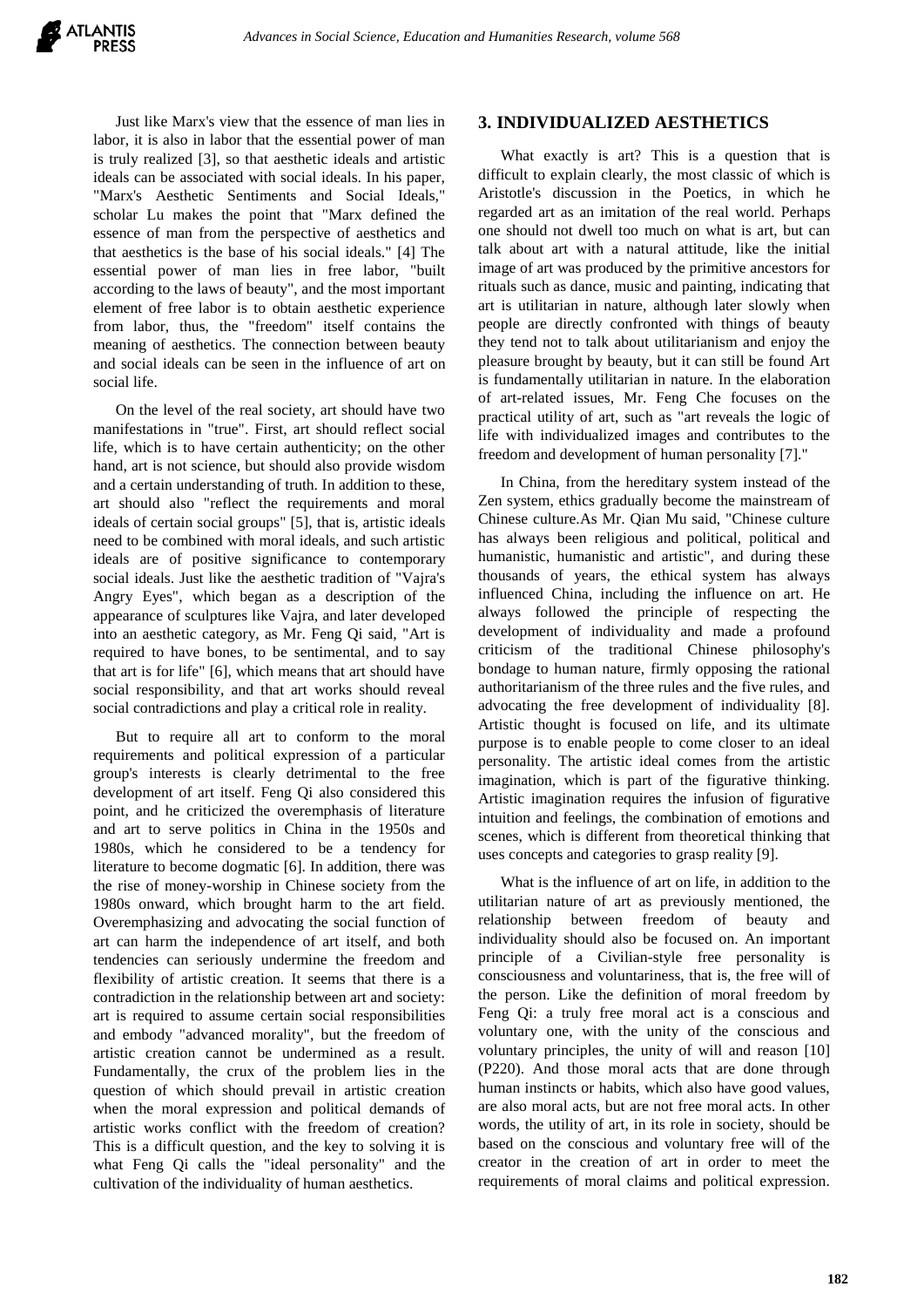Just like Marx's view that the essence of man lies in labor, it is also in labor that the essential power of man is truly realized [3], so that aesthetic ideals and artistic ideals can be associated with social ideals. In his paper, "Marx's Aesthetic Sentiments and Social Ideals," scholar Lu makes the point that "Marx defined the essence of man from the perspective of aesthetics and that aesthetics is the base of his social ideals." [4] The essential power of man lies in free labor, "built according to the laws of beauty", and the most important element of free labor is to obtain aesthetic experience from labor, thus, the "freedom" itself contains the meaning of aesthetics. The connection between beauty and social ideals can be seen in the influence of art on social life.

On the level of the real society, art should have two manifestations in "true". First, art should reflect social life, which is to have certain authenticity; on the other hand, art is not science, but should also provide wisdom and a certain understanding of truth. In addition to these, art should also "reflect the requirements and moral ideals of certain social groups" [5], that is, artistic ideals need to be combined with moral ideals, and such artistic ideals are of positive significance to contemporary social ideals. Just like the aesthetic tradition of "Vajra's Angry Eyes", which began as a description of the appearance of sculptures like Vajra, and later developed into an aesthetic category, as Mr. Feng Qi said, "Art is required to have bones, to be sentimental, and to say that art is for life" [6], which means that art should have social responsibility, and that art works should reveal social contradictions and play a critical role in reality.

But to require all art to conform to the moral requirements and political expression of a particular group's interests is clearly detrimental to the free development of art itself. Feng Qi also considered this point, and he criticized the overemphasis of literature and art to serve politics in China in the 1950s and 1980s, which he considered to be a tendency for literature to become dogmatic [6]. In addition, there was the rise of money-worship in Chinese society from the 1980s onward, which brought harm to the art field. Overemphasizing and advocating the social function of art can harm the independence of art itself, and both tendencies can seriously undermine the freedom and flexibility of artistic creation. It seems that there is a contradiction in the relationship between art and society: art is required to assume certain social responsibilities and embody "advanced morality", but the freedom of artistic creation cannot be undermined as a result. Fundamentally, the crux of the problem lies in the question of which should prevail in artistic creation when the moral expression and political demands of artistic works conflict with the freedom of creation? This is a difficult question, and the key to solving it is what Feng Qi calls the "ideal personality" and the cultivation of the individuality of human aesthetics.

## 3. INDIVIDUALIZED AESTHETICS

What exactly is art? This is a question that is difficult to explain clearly, the most classic of which is Aristotle's discussion in the Poetics, in which he regarded art as an imitation of the real world. Perhaps one should not dwell too much on what is art, but can talk about art with a natural attitude, like the initial image of art was produced by the primitive ancestors for rituals such as dance, music and painting, indicating that art is utilitarian in nature, although later slowly when people are directly confronted with things of beauty they tend not to talk about utilitarianism and enjoy the pleasure brought by beauty, but it can still be found Art is fundamentally utilitarian in nature. In the elaboration of art-related issues, Mr. Feng Che focuses on the practical utility of art, such as "art reveals the logic of life with individualized images and contributes to the freedom and development of human personality [7]."

In China, from the hereditary system instead of the Zen system, ethics gradually become the mainstream of Chinese culture.As Mr. Qian Mu said, "Chinese culture has always been religious and political, political and humanistic, humanistic and artistic", and during these thousands of years, the ethical system has always influenced China, including the influence on art. He always followed the principle of respecting the development of individuality and made a profound criticism of the traditional Chinese philosophy's bondage to human nature, firmly opposing the rational authoritarianism of the three rules and the five rules, and advocating the free development of individuality [8]. Artistic thought is focused on life, and its ultimate purpose is to enable people to come closer to an ideal personality. The artistic ideal comes from the artistic imagination, which is part of the figurative thinking. Artistic imagination requires the infusion of figurative intuition and feelings, the combination of emotions and scenes, which is different from theoretical thinking that uses concepts and categories to grasp reality [9].

What is the influence of art on life, in addition to the utilitarian nature of art as previously mentioned, the relationship between freedom of beauty and individuality should also be focused on. An important principle of a Civilian-style free personality is consciousness and voluntariness, that is, the free will of the person. Like the definition of moral freedom by Feng Qi: a truly free moral act is a conscious and voluntary one, with the unity of the conscious and voluntary principles, the unity of will and reason [10] (P220). And those moral acts that are done through human instincts or habits, which also have good values, are also moral acts, but are not free moral acts. In other words, the utility of art, in its role in society, should be based on the conscious and voluntary free will of the creator in the creation of art in order to meet the requirements of moral claims and political expression.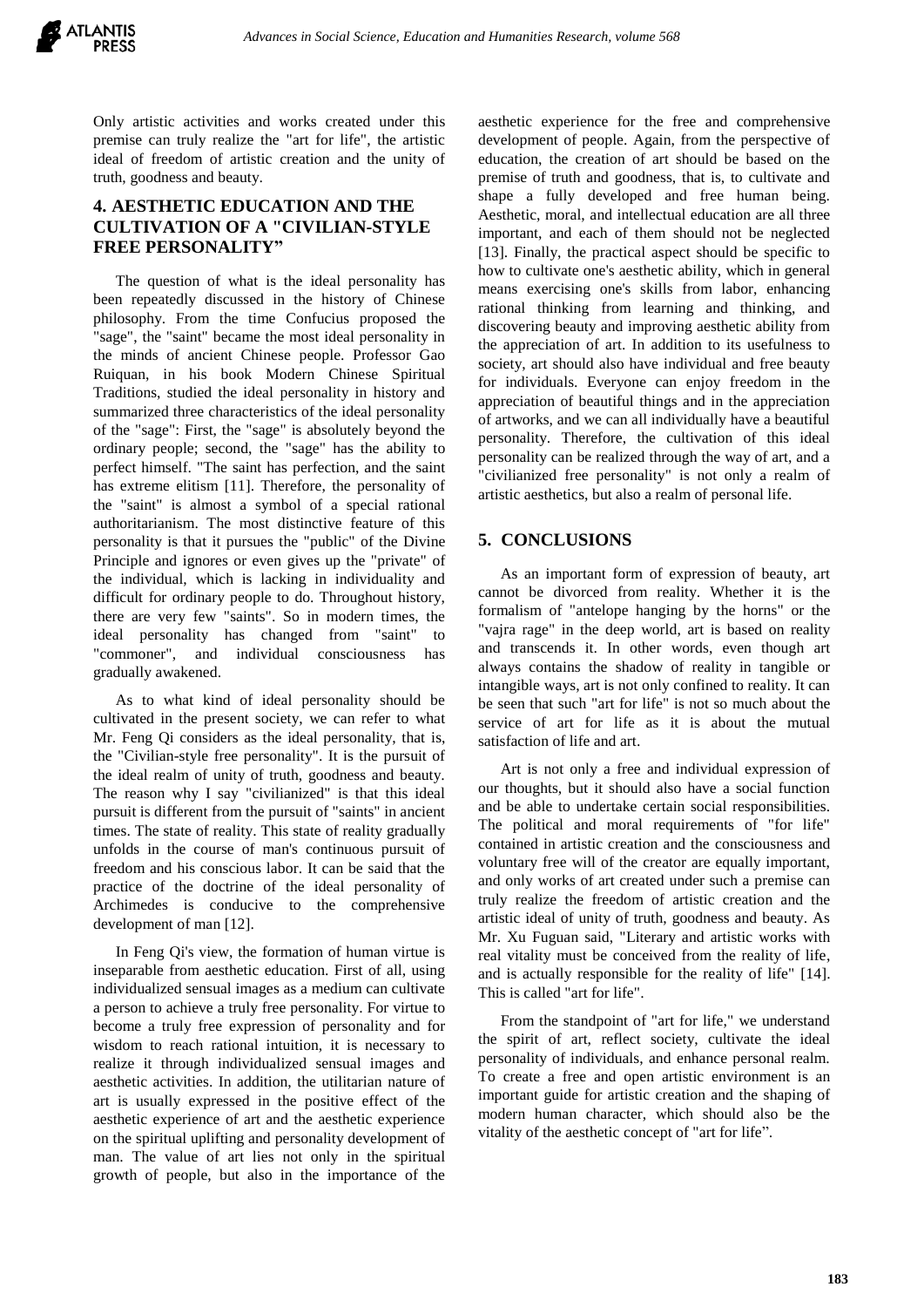Only artistic activities and works created under this premise can truly realize the "art for life", the artistic ideal of freedom of artistic creation and the unity of truth, goodness and beauty.

## 4. AESTHETIC EDUCATION AND THE CULTIVATION OF A "CIVILIAN-STYLE FREE PERSONALITY"

The question of what is the ideal personality has been repeatedly discussed in the history of Chinese philosophy. From the time Confucius proposed the "sage", the "saint" became the most ideal personality in the minds of ancient Chinese people. Professor Gao Ruiquan, in his book Modern Chinese Spiritual Traditions, studied the ideal personality in history and summarized three characteristics of the ideal personality of the "sage": First, the "sage" is absolutely beyond the ordinary people; second, the "sage" has the ability to perfect himself. "The saint has perfection, and the saint has extreme elitism [11]. Therefore, the personality of the "saint" is almost a symbol of a special rational authoritarianism. The most distinctive feature of this personality is that it pursues the "public" of the Divine Principle and ignores or even gives up the "private" of the individual, which is lacking in individuality and difficult for ordinary people to do. Throughout history, there are very few "saints". So in modern times, the ideal personality has changed from "saint" to "commoner", and individual consciousness has gradually awakened.

As to what kind of ideal personality should be cultivated in the present society, we can refer to what Mr. Feng Qi considers as the ideal personality, that is, the "Civilian-style free personality". It is the pursuit of the ideal realm of unity of truth, goodness and beauty. The reason why I say "civilianized" is that this ideal pursuit is different from the pursuit of "saints" in ancient times. The state of reality. This state of reality gradually unfolds in the course of man's continuous pursuit of freedom and his conscious labor. It can be said that the practice of the doctrine of the ideal personality of Archimedes is conducive to the comprehensive development of man [12].

In Feng Qi's view, the formation of human virtue is inseparable from aesthetic education. First of all, using individualized sensual images as a medium can cultivate a person to achieve a truly free personality. For virtue to become a truly free expression of personality and for wisdom to reach rational intuition, it is necessary to realize it through individualized sensual images and aesthetic activities. In addition, the utilitarian nature of art is usually expressed in the positive effect of the aesthetic experience of art and the aesthetic experience on the spiritual uplifting and personality development of man. The value of art lies not only in the spiritual growth of people, but also in the importance of the aesthetic experience for the free and comprehensive development of people. Again, from the perspective of education, the creation of art should be based on the premise of truth and goodness, that is, to cultivate and shape a fully developed and free human being. Aesthetic, moral, and intellectual education are all three important, and each of them should not be neglected [13]. Finally, the practical aspect should be specific to how to cultivate one's aesthetic ability, which in general means exercising one's skills from labor, enhancing rational thinking from learning and thinking, and discovering beauty and improving aesthetic ability from the appreciation of art. In addition to its usefulness to society, art should also have individual and free beauty for individuals. Everyone can enjoy freedom in the appreciation of beautiful things and in the appreciation of artworks, and we can all individually have a beautiful personality. Therefore, the cultivation of this ideal personality can be realized through the way of art, and a "civilianized free personality" is not only a realm of artistic aesthetics, but also a realm of personal life.

## 5. CONCLUSIONS

As an important form of expression of beauty, art cannot be divorced from reality. Whether it is the formalism of "antelope hanging by the horns" or the "vajra rage" in the deep world, art is based on reality and transcends it. In other words, even though art always contains the shadow of reality in tangible or intangible ways, art is not only confined to reality. It can be seen that such "art for life" is not so much about the service of art for life as it is about the mutual satisfaction of life and art.

Art is not only a free and individual expression of our thoughts, but it should also have a social function and be able to undertake certain social responsibilities. The political and moral requirements of "for life" contained in artistic creation and the consciousness and voluntary free will of the creator are equally important, and only works of art created under such a premise can truly realize the freedom of artistic creation and the artistic ideal of unity of truth, goodness and beauty. As Mr. Xu Fuguan said, "Literary and artistic works with real vitality must be conceived from the reality of life, and is actually responsible for the reality of life" [14]. This is called "art for life".

From the standpoint of "art for life," we understand the spirit of art, reflect society, cultivate the ideal personality of individuals, and enhance personal realm. To create a free and open artistic environment is an important guide for artistic creation and the shaping of modern human character, which should also be the vitality of the aesthetic concept of "art for life".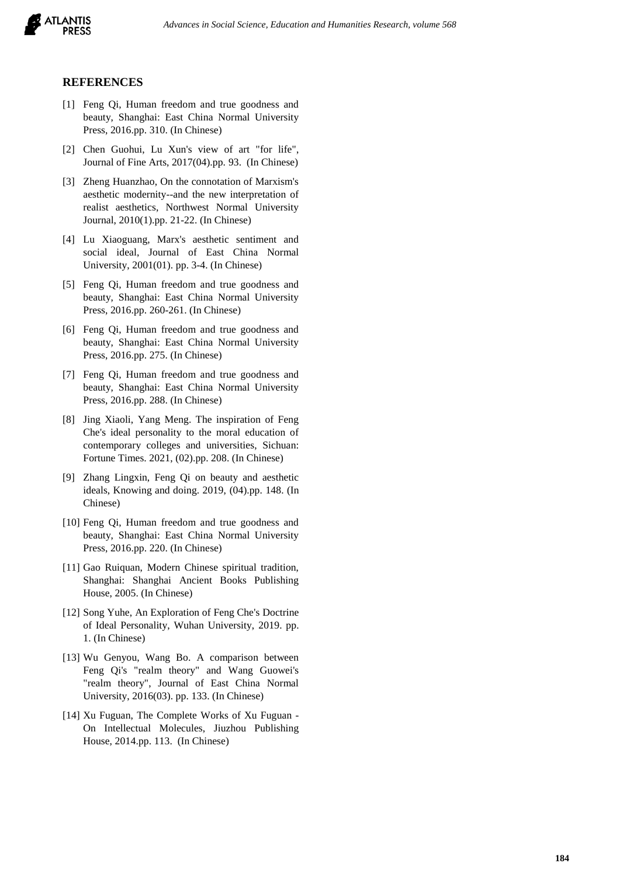## REFERENCES

[1] Feng Qi, Human freedom and true goodness and beauty, Shanghai: East China Normal University Press, 2016.pp. 310. (In Chinese)

[2] Chen Guohui, Lu Xun's view of art "for life", Journal of Fine Arts, 2017(04).pp. 93. (In Chinese)

[3] Zheng Huanzhao, On the connotation of Marxism's aesthetic modernity--and the new interpretation of realist aesthetics, Northwest Normal University Journal, 2010(1).pp. 21-22. (In Chinese)

[4] Lu Xiaoguang, Marx's aesthetic sentiment and social ideal, Journal of East China Normal University, 2001(01). pp. 3-4. (In Chinese)

[5] Feng Qi, Human freedom and true goodness and beauty, Shanghai: East China Normal University Press, 2016.pp. 260-261. (In Chinese)

[6] Feng Qi, Human freedom and true goodness and beauty, Shanghai: East China Normal University Press, 2016.pp. 275. (In Chinese)

[7] Feng Qi, Human freedom and true goodness and beauty, Shanghai: East China Normal University Press, 2016.pp. 288. (In Chinese)

[8] Jing Xiaoli, Yang Meng. The inspiration of Feng Che's ideal personality to the moral education of contemporary colleges and universities, Sichuan: Fortune Times. 2021, (02).pp. 208. (In Chinese)

[9] Zhang Lingxin, Feng Qi on beauty and aesthetic ideals, Knowing and doing. 2019, (04).pp. 148. (In Chinese)

[10] Feng Qi, Human freedom and true goodness and beauty, Shanghai: East China Normal University Press, 2016.pp. 220. (In Chinese)

[11] Gao Ruiquan, Modern Chinese spiritual tradition, Shanghai: Shanghai Ancient Books Publishing House, 2005. (In Chinese)

[12] Song Yuhe, An Exploration of Feng Che's Doctrine of Ideal Personality, Wuhan University, 2019. pp. 1. (In Chinese)

[13] Wu Genyou, Wang Bo. A comparison between Feng Qi's "realm theory" and Wang Guowei's "realm theory", Journal of East China Normal University, 2016(03). pp. 133. (In Chinese)

[14] Xu Fuguan, The Complete Works of Xu Fuguan - On Intellectual Molecules, Jiuzhou Publishing House, 2014.pp. 113. (In Chinese)